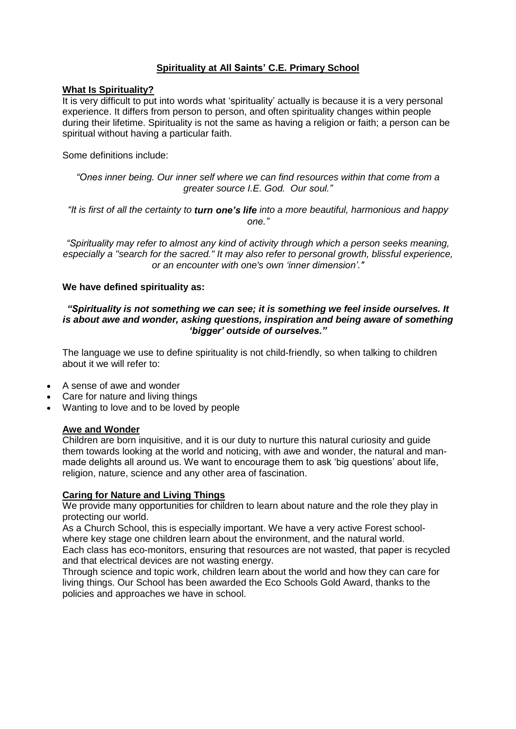# Spirituality at All Saints' C.E. Primary School

## What Is Spirituality?

It is very difficult to put into words what 'spirituality' actually is because it is a very personal experience. It differs from person to person, and often spirituality changes within people during their lifetime. Spirituality is not the same as having a religion or faith; a person can be spiritual without having a particular faith.

Some definitions include:

*"Ones inner being. Our inner self where we can find resources within that come from a greater source I.E. God. Our soul."*

*"It is first of all the certainty to* ***turn one's life*** *into a more beautiful, harmonious and happy one."*

*"Spirituality may refer to almost any kind of activity through which a person seeks meaning, especially a "search for the sacred." It may also refer to personal growth, blissful experience, or an encounter with one's own 'inner dimension'."*

**We have defined spirituality as:**

***"Spirituality is not something we can see; it is something we feel inside ourselves. It is about awe and wonder, asking questions, inspiration and being aware of something 'bigger' outside of ourselves."***

The language we use to define spirituality is not child-friendly, so when talking to children about it we will refer to:

- A sense of awe and wonder
- Care for nature and living things
- Wanting to love and to be loved by people

### Awe and Wonder

Children are born inquisitive, and it is our duty to nurture this natural curiosity and guide them towards looking at the world and noticing, with awe and wonder, the natural and man-made delights all around us. We want to encourage them to ask 'big questions' about life, religion, nature, science and any other area of fascination.

### Caring for Nature and Living Things

We provide many opportunities for children to learn about nature and the role they play in protecting our world.

As a Church School, this is especially important. We have a very active Forest school- where key stage one children learn about the environment, and the natural world.

Each class has eco-monitors, ensuring that resources are not wasted, that paper is recycled and that electrical devices are not wasting energy.

Through science and topic work, children learn about the world and how they can care for living things. Our School has been awarded the Eco Schools Gold Award, thanks to the policies and approaches we have in school.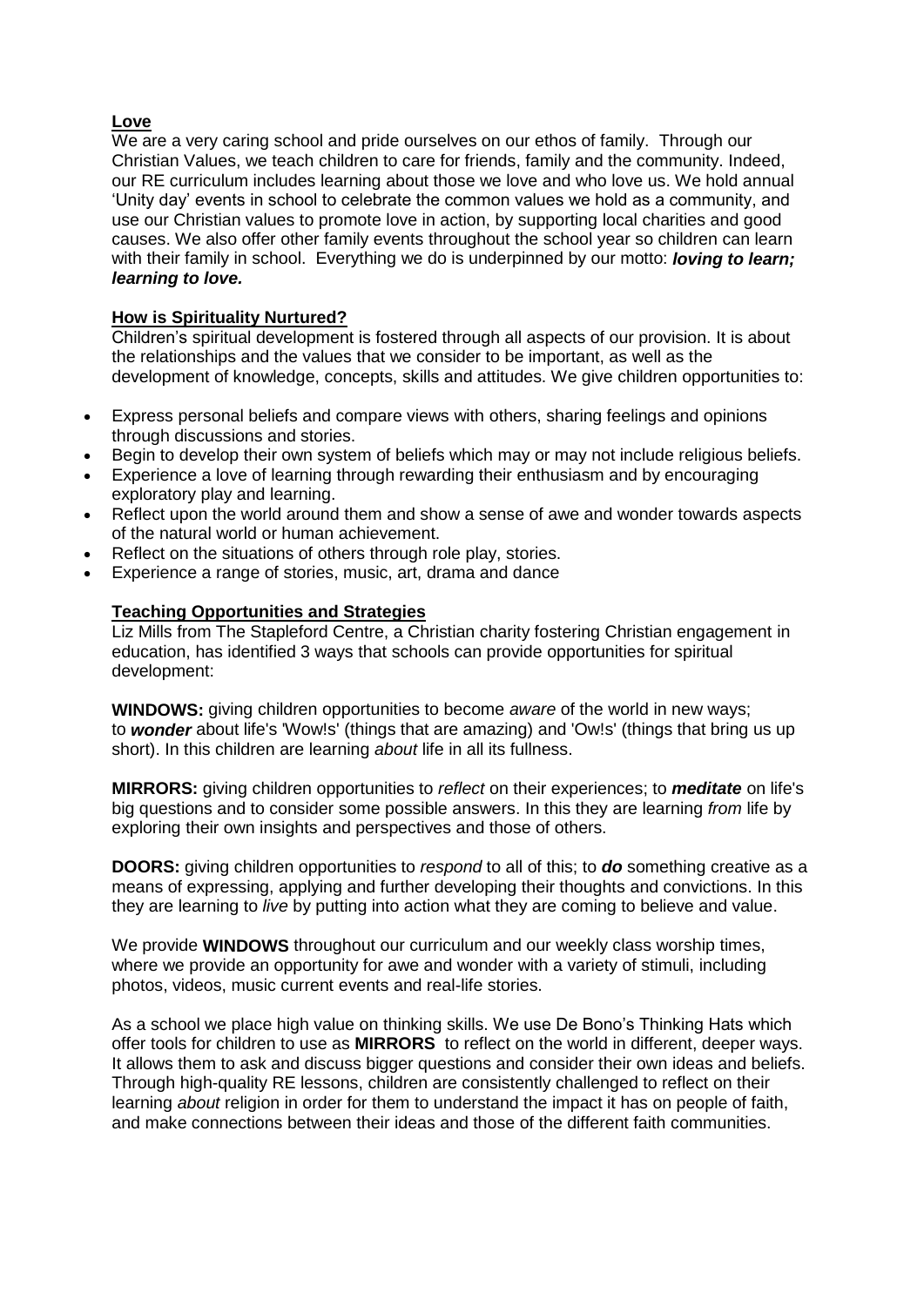## Love

We are a very caring school and pride ourselves on our ethos of family. Through our Christian Values, we teach children to care for friends, family and the community. Indeed, our RE curriculum includes learning about those we love and who love us. We hold annual 'Unity day' events in school to celebrate the common values we hold as a community, and use our Christian values to promote love in action, by supporting local charities and good causes. We also offer other family events throughout the school year so children can learn with their family in school. Everything we do is underpinned by our motto: ***loving to learn; learning to love.***

## How is Spirituality Nurtured?

Children's spiritual development is fostered through all aspects of our provision. It is about the relationships and the values that we consider to be important, as well as the development of knowledge, concepts, skills and attitudes. We give children opportunities to:

- Express personal beliefs and compare views with others, sharing feelings and opinions through discussions and stories.
- Begin to develop their own system of beliefs which may or may not include religious beliefs.
- Experience a love of learning through rewarding their enthusiasm and by encouraging exploratory play and learning.
- Reflect upon the world around them and show a sense of awe and wonder towards aspects of the natural world or human achievement.
- Reflect on the situations of others through role play, stories.
- Experience a range of stories, music, art, drama and dance

## Teaching Opportunities and Strategies

Liz Mills from The Stapleford Centre, a Christian charity fostering Christian engagement in education, has identified 3 ways that schools can provide opportunities for spiritual development:

**WINDOWS:** giving children opportunities to become *aware* of the world in new ways; to ***wonder*** about life's 'Wow!s' (things that are amazing) and 'Ow!s' (things that bring us up short). In this children are learning *about* life in all its fullness.

**MIRRORS:** giving children opportunities to *reflect* on their experiences; to ***meditate*** on life's big questions and to consider some possible answers. In this they are learning *from* life by exploring their own insights and perspectives and those of others.

**DOORS:** giving children opportunities to *respond* to all of this; to ***do*** something creative as a means of expressing, applying and further developing their thoughts and convictions. In this they are learning to *live* by putting into action what they are coming to believe and value.

We provide **WINDOWS** throughout our curriculum and our weekly class worship times, where we provide an opportunity for awe and wonder with a variety of stimuli, including photos, videos, music current events and real-life stories.

As a school we place high value on thinking skills. We use De Bono's Thinking Hats which offer tools for children to use as **MIRRORS** to reflect on the world in different, deeper ways. It allows them to ask and discuss bigger questions and consider their own ideas and beliefs. Through high-quality RE lessons, children are consistently challenged to reflect on their learning *about* religion in order for them to understand the impact it has on people of faith, and make connections between their ideas and those of the different faith communities.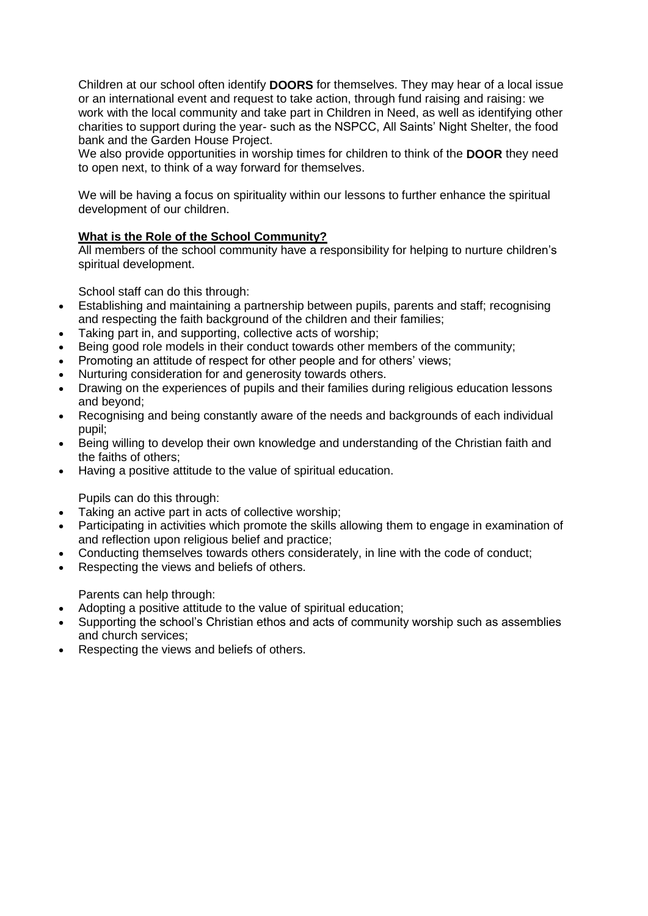Children at our school often identify **DOORS** for themselves. They may hear of a local issue or an international event and request to take action, through fund raising and raising: we work with the local community and take part in Children in Need, as well as identifying other charities to support during the year- such as the NSPCC, All Saints' Night Shelter, the food bank and the Garden House Project.

We also provide opportunities in worship times for children to think of the **DOOR** they need to open next, to think of a way forward for themselves.

We will be having a focus on spirituality within our lessons to further enhance the spiritual development of our children.

**What is the Role of the School Community?**

All members of the school community have a responsibility for helping to nurture children's spiritual development.

School staff can do this through:

- Establishing and maintaining a partnership between pupils, parents and staff; recognising and respecting the faith background of the children and their families;
- Taking part in, and supporting, collective acts of worship;
- Being good role models in their conduct towards other members of the community;
- Promoting an attitude of respect for other people and for others' views;
- Nurturing consideration for and generosity towards others.
- Drawing on the experiences of pupils and their families during religious education lessons and beyond;
- Recognising and being constantly aware of the needs and backgrounds of each individual pupil;
- Being willing to develop their own knowledge and understanding of the Christian faith and the faiths of others;
- Having a positive attitude to the value of spiritual education.

Pupils can do this through:

- Taking an active part in acts of collective worship;
- Participating in activities which promote the skills allowing them to engage in examination of and reflection upon religious belief and practice;
- Conducting themselves towards others considerately, in line with the code of conduct;
- Respecting the views and beliefs of others.

Parents can help through:

- Adopting a positive attitude to the value of spiritual education;
- Supporting the school's Christian ethos and acts of community worship such as assemblies and church services;
- Respecting the views and beliefs of others.